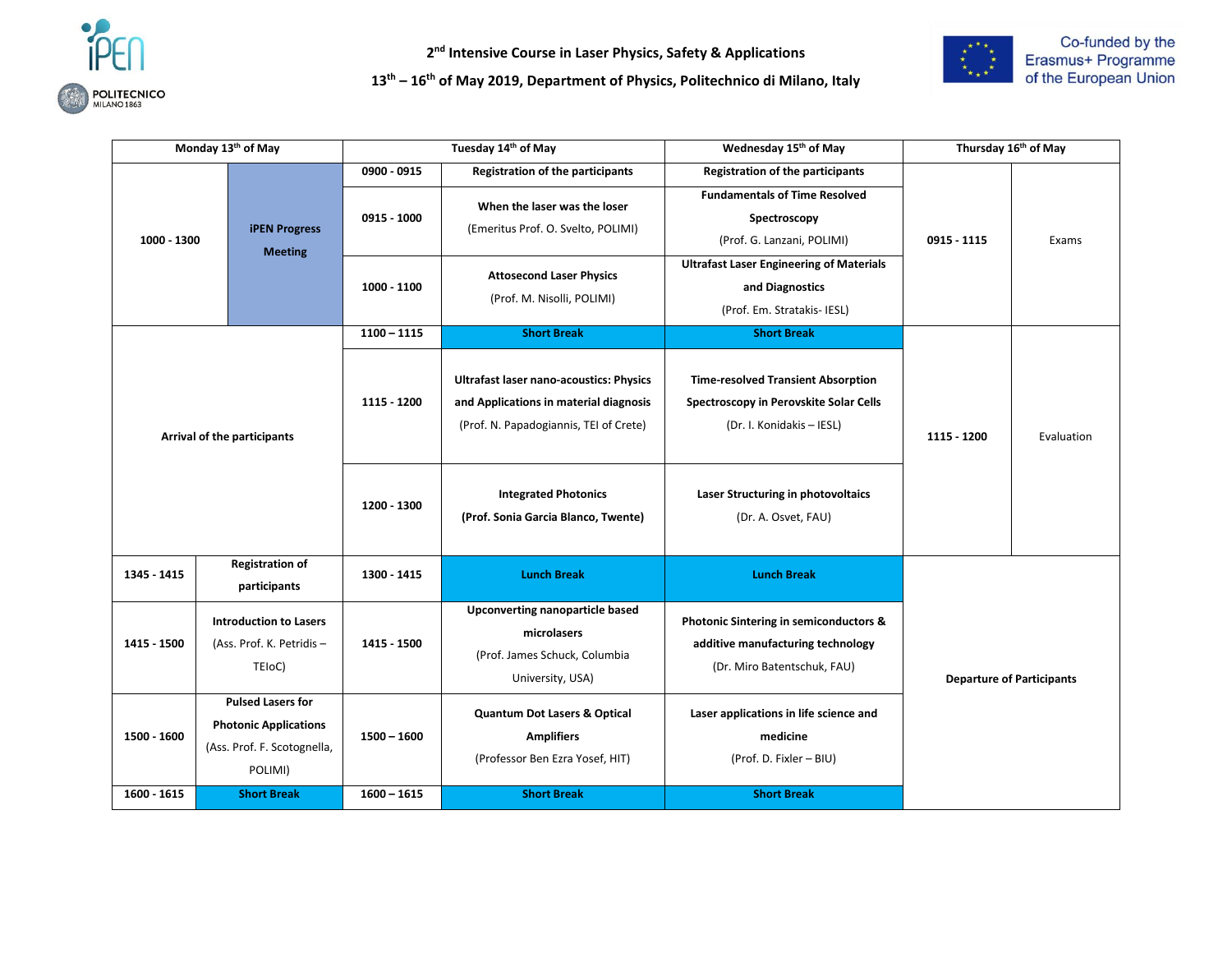## 2nd Intensive Course in Laser Physics, Safety & Applications

## 13th – 16th of May 2019, Department of Physics, Politechnico di Milano, Italy

Co-funded by the Erasmus+ Programme of the European Union

| Monday 13th of May | | Tuesday 14th of May | | Wednesday 15th of May | Thursday 16th of May | |
|---|---|---|---|---|---|---|
| 1000 - 1300 | iPEN Progress Meeting | 0900 - 0915 | Registration of the participants | Registration of the participants | 0915 - 1115 | Exams |
| | | 0915 - 1000 | **When the laser was the loser** (Emeritus Prof. O. Svelto, POLIMI) | **Fundamentals of Time Resolved Spectroscopy** (Prof. G. Lanzani, POLIMI) | | |
| | | 1000 - 1100 | **Attosecond Laser Physics** (Prof. M. Nisolli, POLIMI) | **Ultrafast Laser Engineering of Materials and Diagnostics** (Prof. Em. Stratakis- IESL) | | |
| Arrival of the participants | | 1100 – 1115 | Short Break | Short Break | 1115 - 1200 | Evaluation |
| | | 1115 - 1200 | **Ultrafast laser nano-acoustics: Physics and Applications in material diagnosis** (Prof. N. Papadogiannis, TEI of Crete) | **Time-resolved Transient Absorption Spectroscopy in Perovskite Solar Cells** (Dr. I. Konidakis – IESL) | | |
| | | 1200 - 1300 | **Integrated Photonics (Prof. Sonia Garcia Blanco, Twente)** | **Laser Structuring in photovoltaics** (Dr. A. Osvet, FAU) | | |
| 1345 - 1415 | Registration of participants | 1300 - 1415 | Lunch Break | Lunch Break | Departure of Participants | |
| 1415 - 1500 | **Introduction to Lasers** (Ass. Prof. K. Petridis – TEIoC) | 1415 - 1500 | **Upconverting nanoparticle based microlasers** (Prof. James Schuck, Columbia University, USA) | **Photonic Sintering in semiconductors & additive manufacturing technology** (Dr. Miro Batentschuk, FAU) | | |
| 1500 - 1600 | **Pulsed Lasers for Photonic Applications** (Ass. Prof. F. Scotognella, POLIMI) | 1500 – 1600 | **Quantum Dot Lasers & Optical Amplifiers** (Professor Ben Ezra Yosef, HIT) | **Laser applications in life science and medicine** (Prof. D. Fixler – BIU) | | |
| 1600 - 1615 | Short Break | 1600 – 1615 | Short Break | Short Break | | |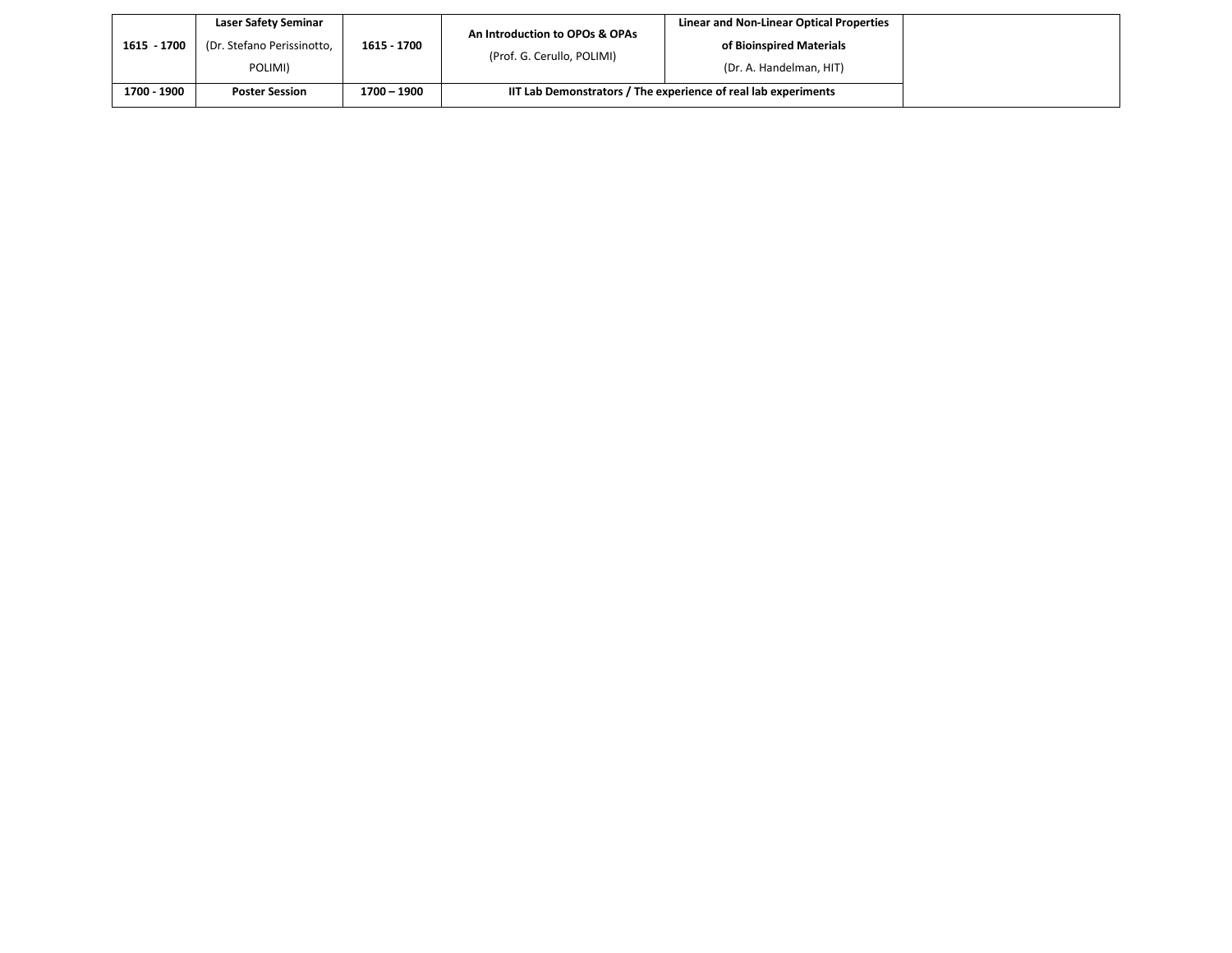| | | | | | |
|---|---|---|---|---|---|
| **1615 - 1700** | **Laser Safety Seminar** (Dr. Stefano Perissinotto, POLIMI) | **1615 - 1700** | **An Introduction to OPOs & OPAs** (Prof. G. Cerullo, POLIMI) | **Linear and Non-Linear Optical Properties of Bioinspired Materials** (Dr. A. Handelman, HIT) | |
| **1700 - 1900** | **Poster Session** | **1700 – 1900** | **IIT Lab Demonstrators / The experience of real lab experiments** | | |